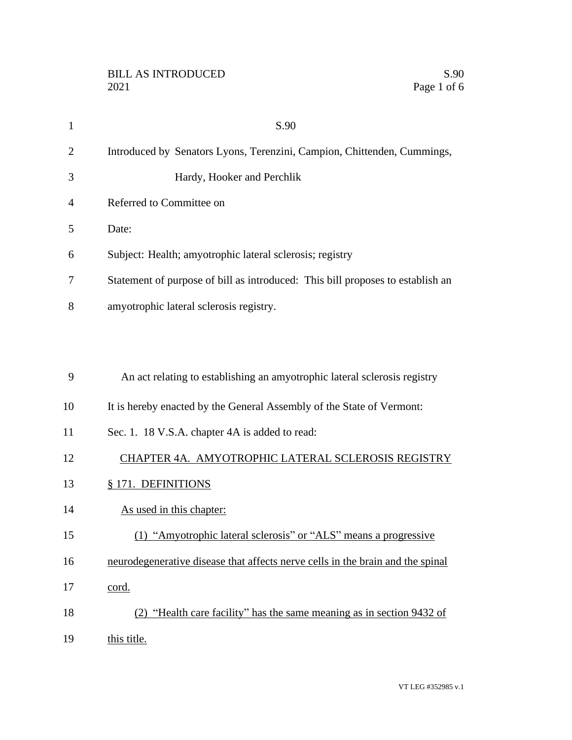S.90

Introduced by Senators Lyons, Terenzini, Campion, Chittenden, Cummings, Hardy, Hooker and Perchlik

Referred to Committee on

Date:

Subject: Health; amyotrophic lateral sclerosis; registry

Statement of purpose of bill as introduced: This bill proposes to establish an amyotrophic lateral sclerosis registry.

An act relating to establishing an amyotrophic lateral sclerosis registry

It is hereby enacted by the General Assembly of the State of Vermont:

Sec. 1. 18 V.S.A. chapter 4A is added to read:

## CHAPTER 4A. AMYOTROPHIC LATERAL SCLEROSIS REGISTRY

### § 171. DEFINITIONS

As used in this chapter:

(1) "Amyotrophic lateral sclerosis" or "ALS" means a progressive neurodegenerative disease that affects nerve cells in the brain and the spinal cord.

(2) "Health care facility" has the same meaning as in section 9432 of this title.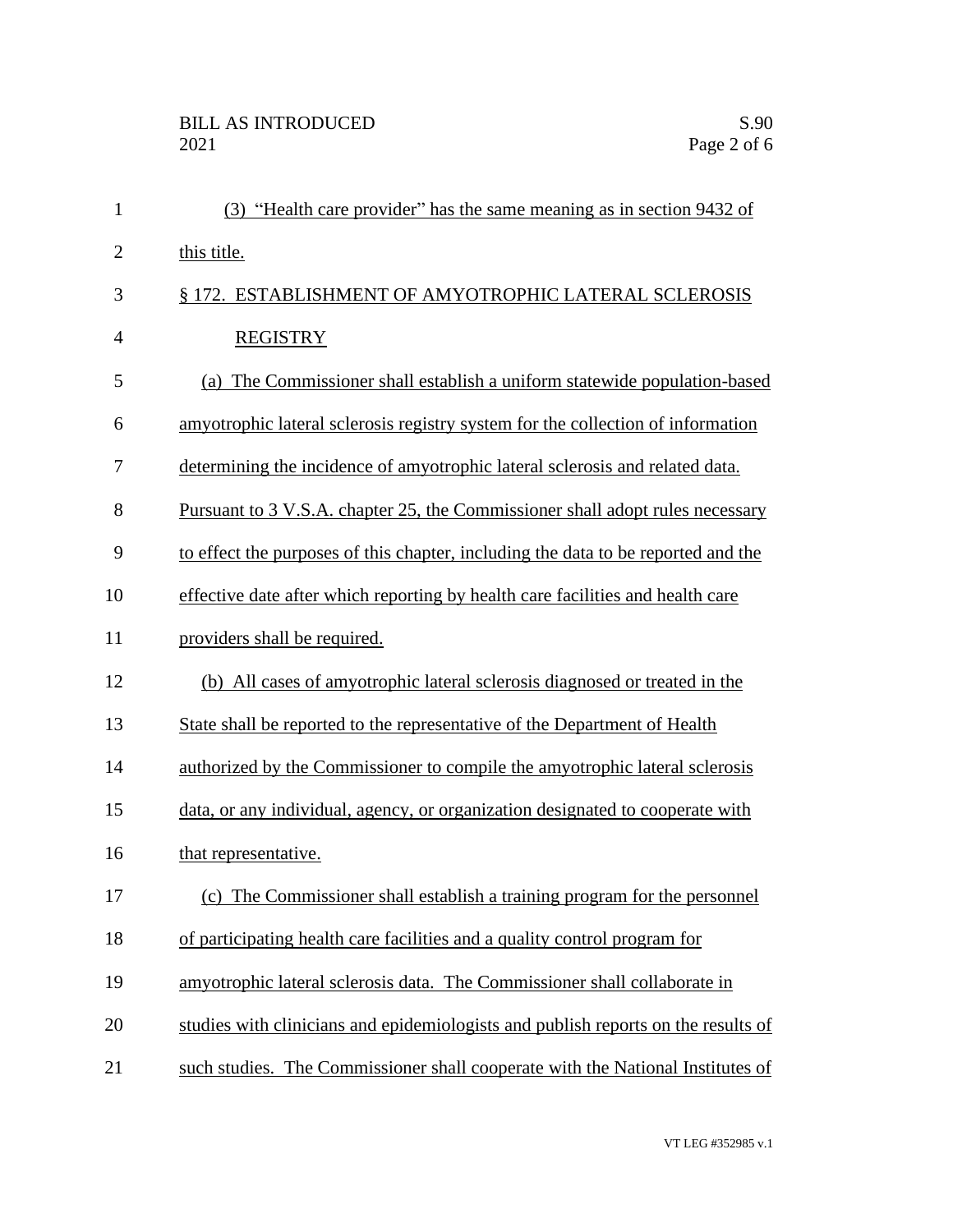(3) "Health care provider" has the same meaning as in section 9432 of this title.

§ 172. ESTABLISHMENT OF AMYOTROPHIC LATERAL SCLEROSIS REGISTRY

(a) The Commissioner shall establish a uniform statewide population-based amyotrophic lateral sclerosis registry system for the collection of information determining the incidence of amyotrophic lateral sclerosis and related data. Pursuant to 3 V.S.A. chapter 25, the Commissioner shall adopt rules necessary to effect the purposes of this chapter, including the data to be reported and the effective date after which reporting by health care facilities and health care providers shall be required.

(b) All cases of amyotrophic lateral sclerosis diagnosed or treated in the State shall be reported to the representative of the Department of Health authorized by the Commissioner to compile the amyotrophic lateral sclerosis data, or any individual, agency, or organization designated to cooperate with that representative.

(c) The Commissioner shall establish a training program for the personnel of participating health care facilities and a quality control program for amyotrophic lateral sclerosis data. The Commissioner shall collaborate in studies with clinicians and epidemiologists and publish reports on the results of such studies. The Commissioner shall cooperate with the National Institutes of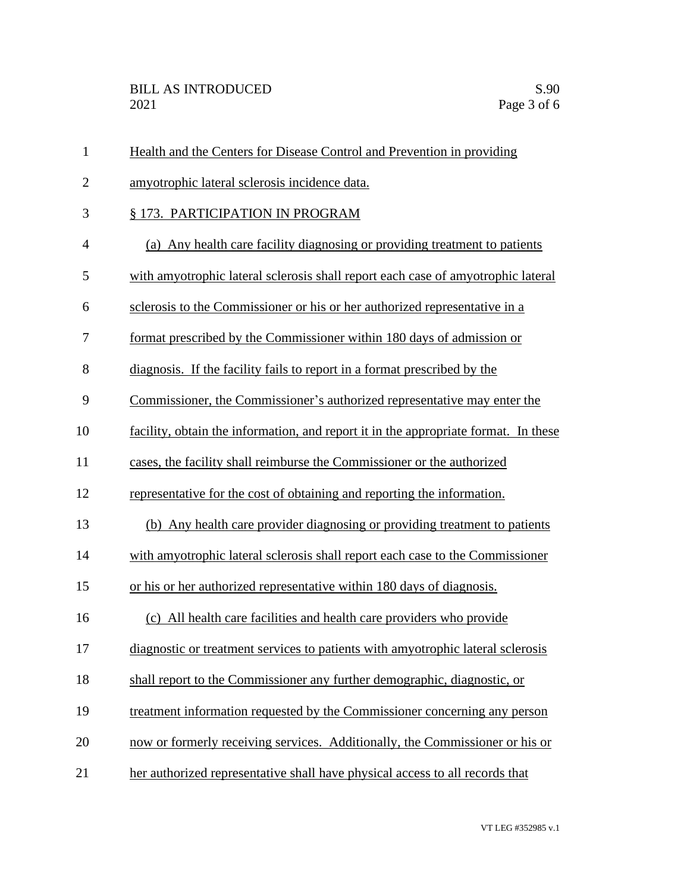Health and the Centers for Disease Control and Prevention in providing amyotrophic lateral sclerosis incidence data.

§ 173. PARTICIPATION IN PROGRAM

(a) Any health care facility diagnosing or providing treatment to patients with amyotrophic lateral sclerosis shall report each case of amyotrophic lateral sclerosis to the Commissioner or his or her authorized representative in a format prescribed by the Commissioner within 180 days of admission or diagnosis. If the facility fails to report in a format prescribed by the Commissioner, the Commissioner's authorized representative may enter the facility, obtain the information, and report it in the appropriate format. In these cases, the facility shall reimburse the Commissioner or the authorized representative for the cost of obtaining and reporting the information.

(b) Any health care provider diagnosing or providing treatment to patients with amyotrophic lateral sclerosis shall report each case to the Commissioner or his or her authorized representative within 180 days of diagnosis.

(c) All health care facilities and health care providers who provide diagnostic or treatment services to patients with amyotrophic lateral sclerosis shall report to the Commissioner any further demographic, diagnostic, or treatment information requested by the Commissioner concerning any person now or formerly receiving services. Additionally, the Commissioner or his or her authorized representative shall have physical access to all records that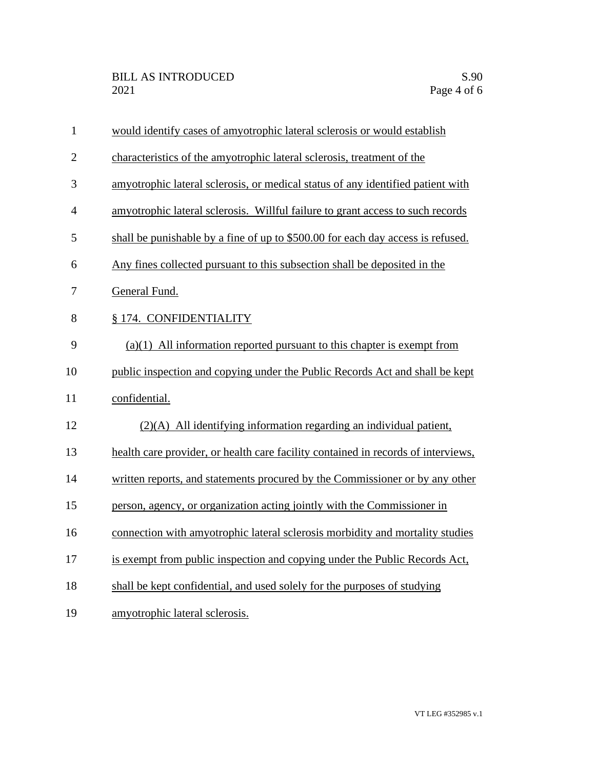would identify cases of amyotrophic lateral sclerosis or would establish characteristics of the amyotrophic lateral sclerosis, treatment of the amyotrophic lateral sclerosis, or medical status of any identified patient with amyotrophic lateral sclerosis. Willful failure to grant access to such records shall be punishable by a fine of up to $500.00 for each day access is refused. Any fines collected pursuant to this subsection shall be deposited in the General Fund.

§ 174. CONFIDENTIALITY

(a)(1) All information reported pursuant to this chapter is exempt from public inspection and copying under the Public Records Act and shall be kept confidential.

(2)(A) All identifying information regarding an individual patient, health care provider, or health care facility contained in records of interviews, written reports, and statements procured by the Commissioner or by any other person, agency, or organization acting jointly with the Commissioner in connection with amyotrophic lateral sclerosis morbidity and mortality studies is exempt from public inspection and copying under the Public Records Act, shall be kept confidential, and used solely for the purposes of studying amyotrophic lateral sclerosis.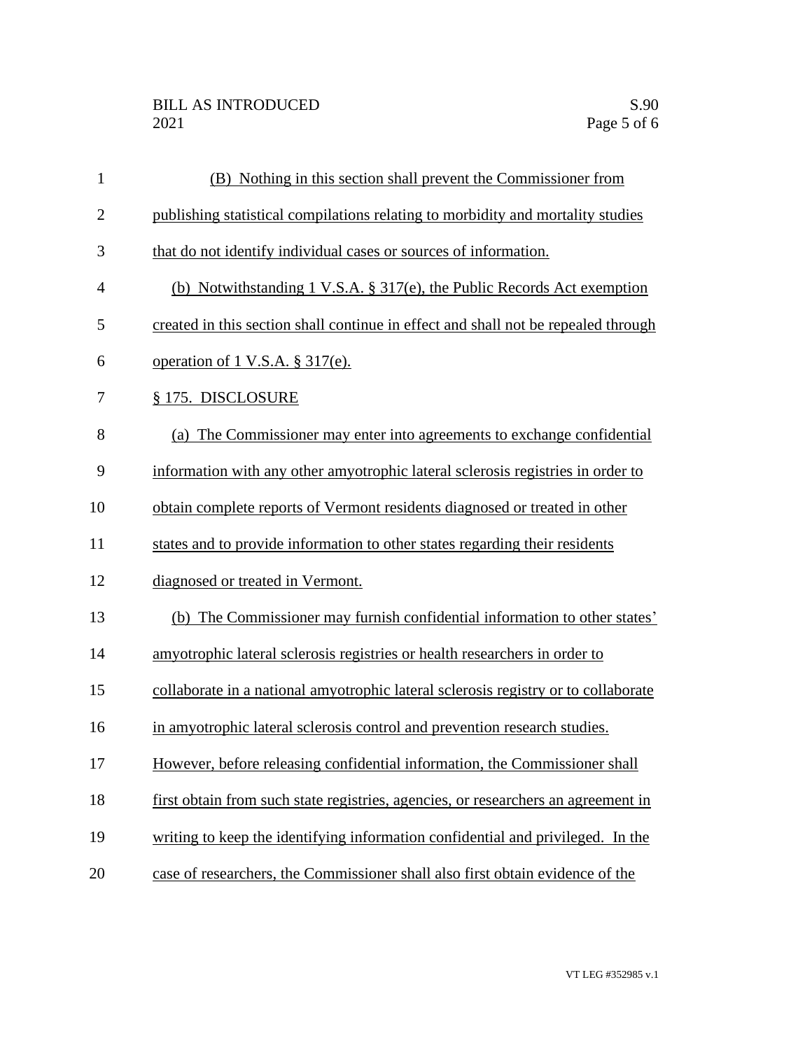(B) Nothing in this section shall prevent the Commissioner from publishing statistical compilations relating to morbidity and mortality studies that do not identify individual cases or sources of information.

(b) Notwithstanding 1 V.S.A. § 317(e), the Public Records Act exemption created in this section shall continue in effect and shall not be repealed through operation of 1 V.S.A. § 317(e).

§ 175. DISCLOSURE

(a) The Commissioner may enter into agreements to exchange confidential information with any other amyotrophic lateral sclerosis registries in order to obtain complete reports of Vermont residents diagnosed or treated in other states and to provide information to other states regarding their residents diagnosed or treated in Vermont.

(b) The Commissioner may furnish confidential information to other states' amyotrophic lateral sclerosis registries or health researchers in order to collaborate in a national amyotrophic lateral sclerosis registry or to collaborate in amyotrophic lateral sclerosis control and prevention research studies. However, before releasing confidential information, the Commissioner shall first obtain from such state registries, agencies, or researchers an agreement in writing to keep the identifying information confidential and privileged. In the case of researchers, the Commissioner shall also first obtain evidence of the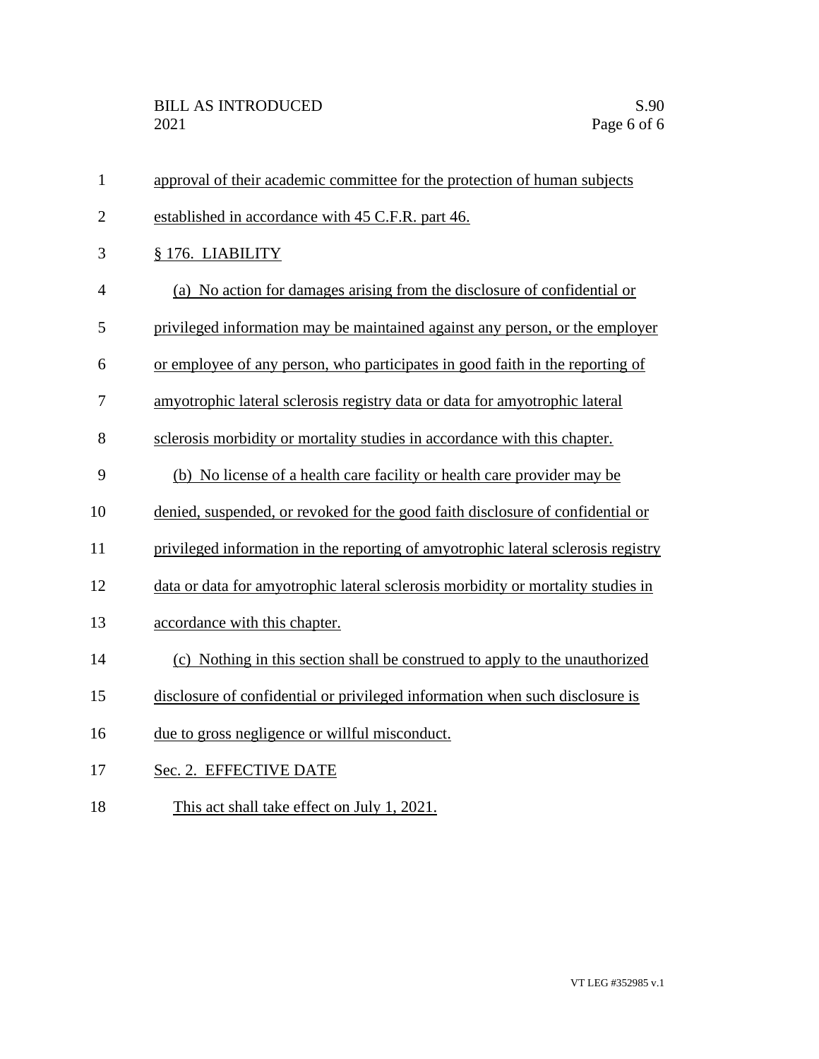approval of their academic committee for the protection of human subjects established in accordance with 45 C.F.R. part 46.

§ 176. LIABILITY

(a) No action for damages arising from the disclosure of confidential or privileged information may be maintained against any person, or the employer or employee of any person, who participates in good faith in the reporting of amyotrophic lateral sclerosis registry data or data for amyotrophic lateral sclerosis morbidity or mortality studies in accordance with this chapter.

(b) No license of a health care facility or health care provider may be denied, suspended, or revoked for the good faith disclosure of confidential or privileged information in the reporting of amyotrophic lateral sclerosis registry data or data for amyotrophic lateral sclerosis morbidity or mortality studies in accordance with this chapter.

(c) Nothing in this section shall be construed to apply to the unauthorized disclosure of confidential or privileged information when such disclosure is due to gross negligence or willful misconduct.

Sec. 2. EFFECTIVE DATE

This act shall take effect on July 1, 2021.